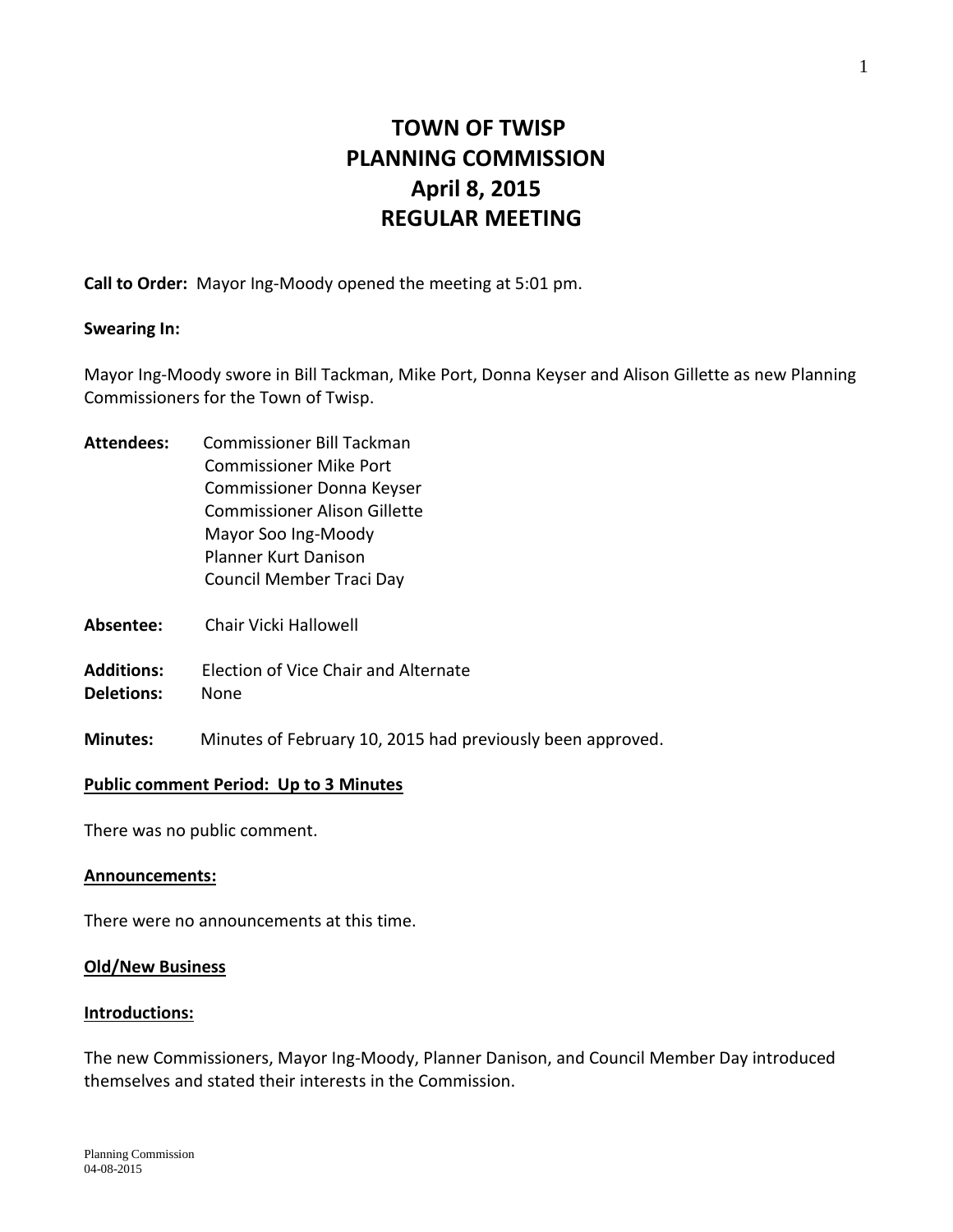# TOWN OF TWISP
# PLANNING COMMISSION
# April 8, 2015
# REGULAR MEETING

**Call to Order:** Mayor Ing-Moody opened the meeting at 5:01 pm.

**Swearing In:**

Mayor Ing-Moody swore in Bill Tackman, Mike Port, Donna Keyser and Alison Gillette as new Planning Commissioners for the Town of Twisp.

**Attendees:** Commissioner Bill Tackman
Commissioner Mike Port
Commissioner Donna Keyser
Commissioner Alison Gillette
Mayor Soo Ing-Moody
Planner Kurt Danison
Council Member Traci Day

**Absentee:** Chair Vicki Hallowell

**Additions:** Election of Vice Chair and Alternate
**Deletions:** None

**Minutes:** Minutes of February 10, 2015 had previously been approved.

**Public comment Period: Up to 3 Minutes**

There was no public comment.

**Announcements:**

There were no announcements at this time.

**Old/New Business**

**Introductions:**

The new Commissioners, Mayor Ing-Moody, Planner Danison, and Council Member Day introduced themselves and stated their interests in the Commission.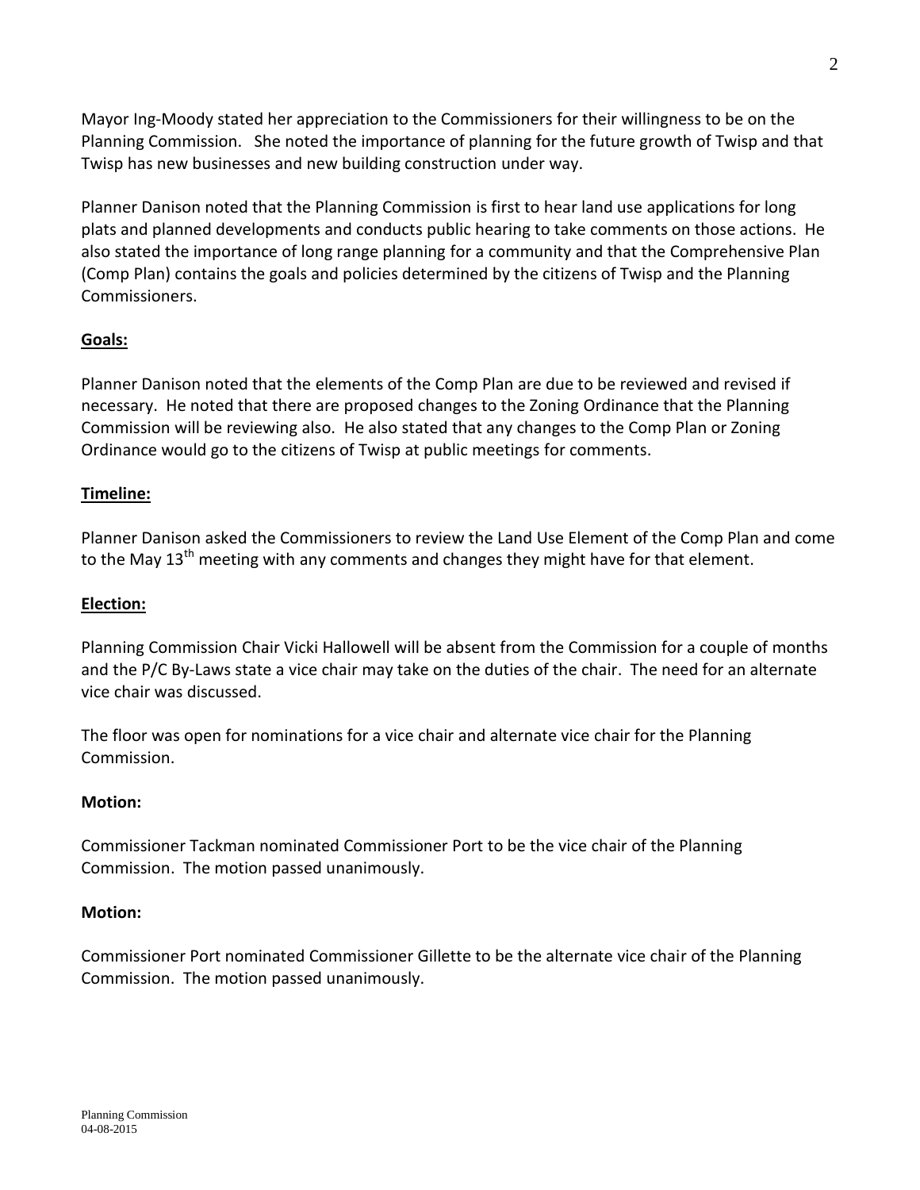Mayor Ing-Moody stated her appreciation to the Commissioners for their willingness to be on the Planning Commission. She noted the importance of planning for the future growth of Twisp and that Twisp has new businesses and new building construction under way.

Planner Danison noted that the Planning Commission is first to hear land use applications for long plats and planned developments and conducts public hearing to take comments on those actions. He also stated the importance of long range planning for a community and that the Comprehensive Plan (Comp Plan) contains the goals and policies determined by the citizens of Twisp and the Planning Commissioners.

**Goals:**

Planner Danison noted that the elements of the Comp Plan are due to be reviewed and revised if necessary. He noted that there are proposed changes to the Zoning Ordinance that the Planning Commission will be reviewing also. He also stated that any changes to the Comp Plan or Zoning Ordinance would go to the citizens of Twisp at public meetings for comments.

**Timeline:**

Planner Danison asked the Commissioners to review the Land Use Element of the Comp Plan and come to the May 13th meeting with any comments and changes they might have for that element.

**Election:**

Planning Commission Chair Vicki Hallowell will be absent from the Commission for a couple of months and the P/C By-Laws state a vice chair may take on the duties of the chair. The need for an alternate vice chair was discussed.

The floor was open for nominations for a vice chair and alternate vice chair for the Planning Commission.

**Motion:**

Commissioner Tackman nominated Commissioner Port to be the vice chair of the Planning Commission. The motion passed unanimously.

**Motion:**

Commissioner Port nominated Commissioner Gillette to be the alternate vice chair of the Planning Commission. The motion passed unanimously.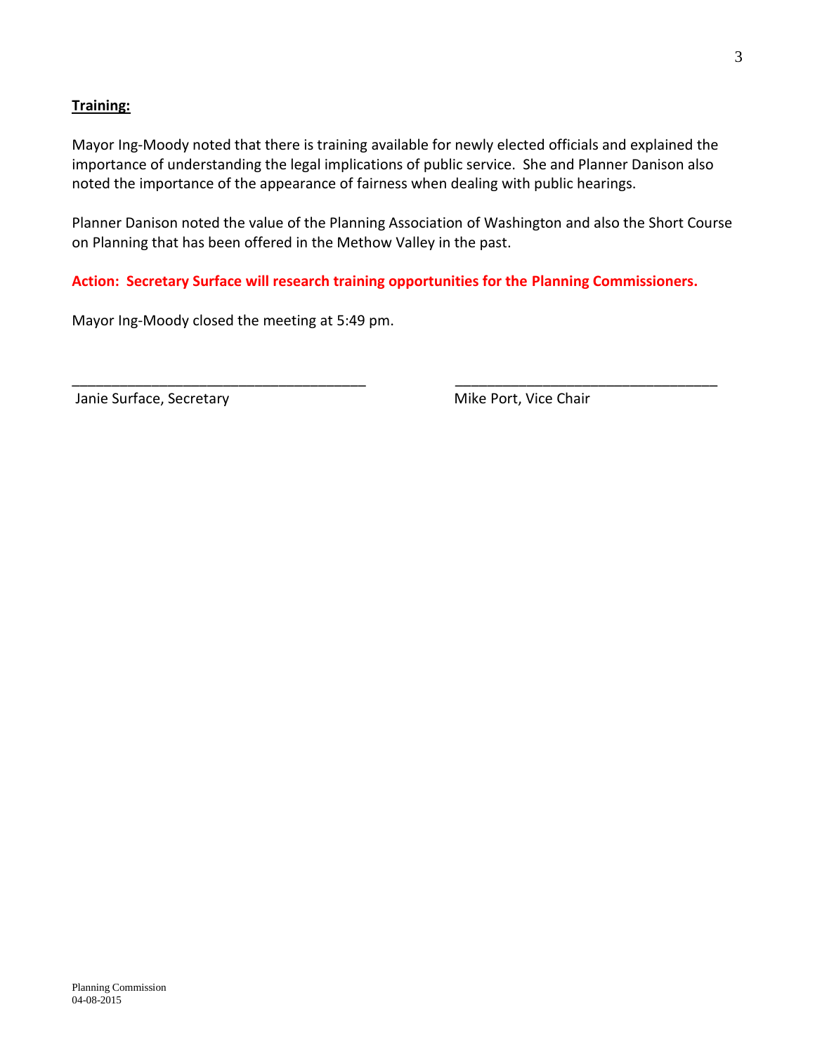**Training:**

Mayor Ing-Moody noted that there is training available for newly elected officials and explained the importance of understanding the legal implications of public service. She and Planner Danison also noted the importance of the appearance of fairness when dealing with public hearings.

Planner Danison noted the value of the Planning Association of Washington and also the Short Course on Planning that has been offered in the Methow Valley in the past.

**Action: Secretary Surface will research training opportunities for the Planning Commissioners.**

Mayor Ing-Moody closed the meeting at 5:49 pm.

\_\_\_\_\_\_\_\_\_\_\_\_\_\_\_\_\_\_\_\_\_\_\_\_\_\_\_\_\_\_\_\_\_\_\_\_\_\_ \_\_\_\_\_\_\_\_\_\_\_\_\_\_\_\_\_\_\_\_\_\_\_\_\_\_\_\_\_\_\_\_\_\_\_\_

Janie Surface, Secretary Mike Port, Vice Chair

Planning Commission
04-08-2015